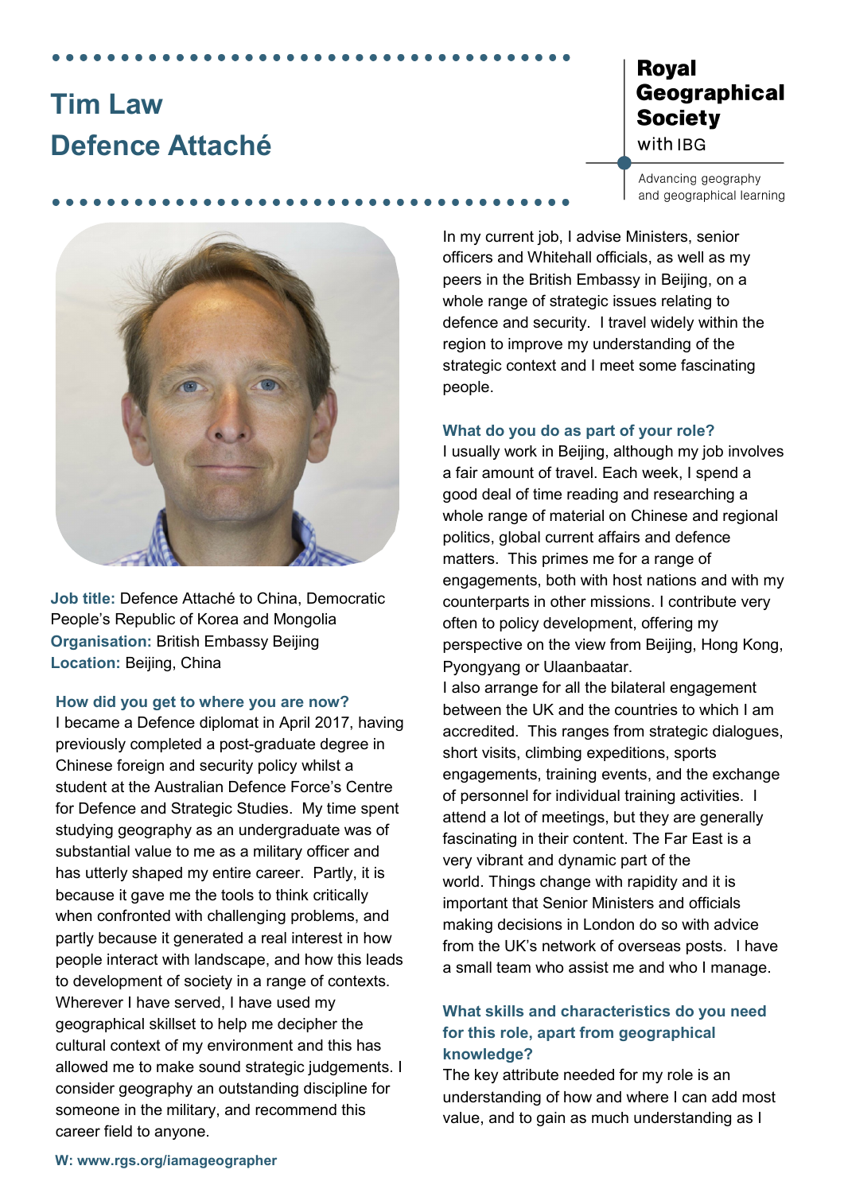# Tim Law
# Defence Attaché

Royal Geographical Society with IBG

Advancing geography and geographical learning

**Job title:** Defence Attaché to China, Democratic People's Republic of Korea and Mongolia
**Organisation:** British Embassy Beijing
**Location:** Beijing, China

### How did you get to where you are now?

I became a Defence diplomat in April 2017, having previously completed a post-graduate degree in Chinese foreign and security policy whilst a student at the Australian Defence Force's Centre for Defence and Strategic Studies. My time spent studying geography as an undergraduate was of substantial value to me as a military officer and has utterly shaped my entire career. Partly, it is because it gave me the tools to think critically when confronted with challenging problems, and partly because it generated a real interest in how people interact with landscape, and how this leads to development of society in a range of contexts. Wherever I have served, I have used my geographical skillset to help me decipher the cultural context of my environment and this has allowed me to make sound strategic judgements. I consider geography an outstanding discipline for someone in the military, and recommend this career field to anyone.

In my current job, I advise Ministers, senior officers and Whitehall officials, as well as my peers in the British Embassy in Beijing, on a whole range of strategic issues relating to defence and security. I travel widely within the region to improve my understanding of the strategic context and I meet some fascinating people.

### What do you do as part of your role?

I usually work in Beijing, although my job involves a fair amount of travel. Each week, I spend a good deal of time reading and researching a whole range of material on Chinese and regional politics, global current affairs and defence matters. This primes me for a range of engagements, both with host nations and with my counterparts in other missions. I contribute very often to policy development, offering my perspective on the view from Beijing, Hong Kong, Pyongyang or Ulaanbaatar.

I also arrange for all the bilateral engagement between the UK and the countries to which I am accredited. This ranges from strategic dialogues, short visits, climbing expeditions, sports engagements, training events, and the exchange of personnel for individual training activities. I attend a lot of meetings, but they are generally fascinating in their content. The Far East is a very vibrant and dynamic part of the world. Things change with rapidity and it is important that Senior Ministers and officials making decisions in London do so with advice from the UK's network of overseas posts. I have a small team who assist me and who I manage.

### What skills and characteristics do you need for this role, apart from geographical knowledge?

The key attribute needed for my role is an understanding of how and where I can add most value, and to gain as much understanding as I

**W: www.rgs.org/iamageographer**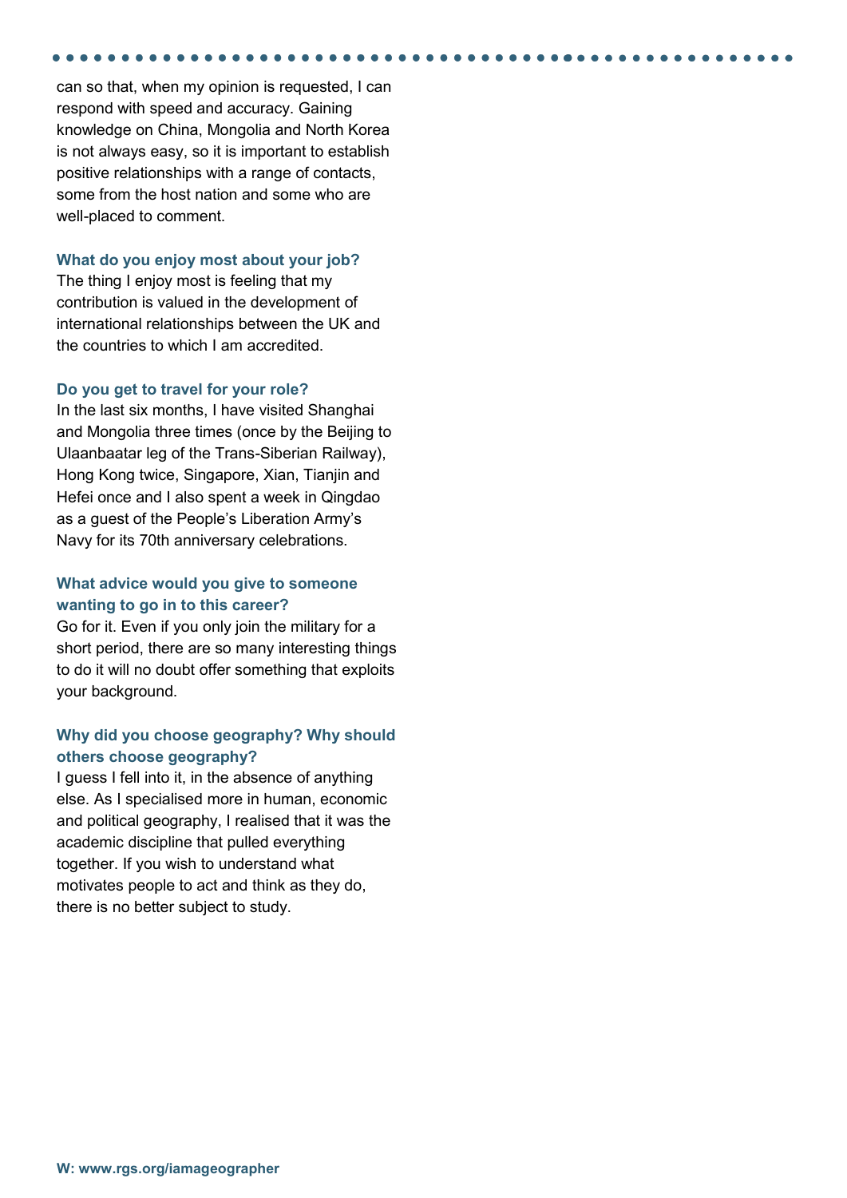can so that, when my opinion is requested, I can respond with speed and accuracy. Gaining knowledge on China, Mongolia and North Korea is not always easy, so it is important to establish positive relationships with a range of contacts, some from the host nation and some who are well-placed to comment.

**What do you enjoy most about your job?**

The thing I enjoy most is feeling that my contribution is valued in the development of international relationships between the UK and the countries to which I am accredited.

**Do you get to travel for your role?**

In the last six months, I have visited Shanghai and Mongolia three times (once by the Beijing to Ulaanbaatar leg of the Trans-Siberian Railway), Hong Kong twice, Singapore, Xian, Tianjin and Hefei once and I also spent a week in Qingdao as a guest of the People's Liberation Army's Navy for its 70th anniversary celebrations.

**What advice would you give to someone wanting to go in to this career?**

Go for it. Even if you only join the military for a short period, there are so many interesting things to do it will no doubt offer something that exploits your background.

**Why did you choose geography? Why should others choose geography?**

I guess I fell into it, in the absence of anything else. As I specialised more in human, economic and political geography, I realised that it was the academic discipline that pulled everything together. If you wish to understand what motivates people to act and think as they do, there is no better subject to study.

**W: www.rgs.org/iamageographer**